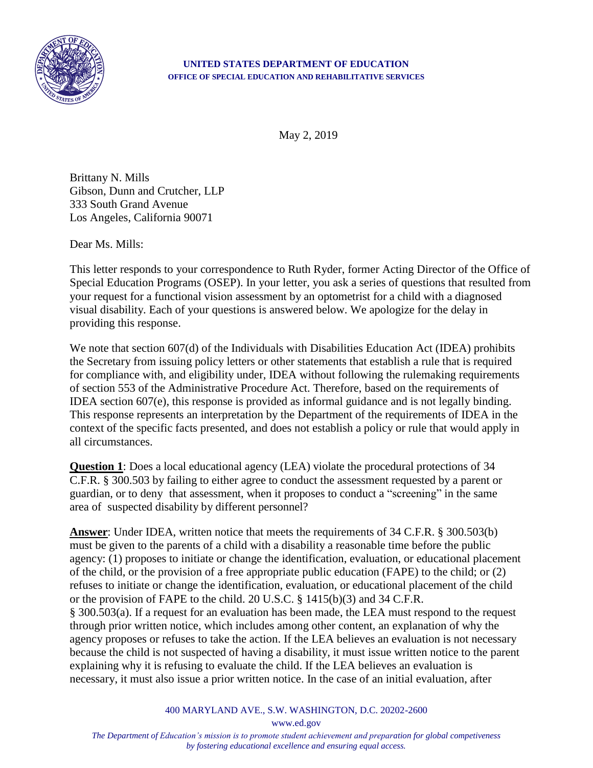**UNITED STATES DEPARTMENT OF EDUCATION**
**OFFICE OF SPECIAL EDUCATION AND REHABILITATIVE SERVICES**

May 2, 2019

Brittany N. Mills
Gibson, Dunn and Crutcher, LLP
333 South Grand Avenue
Los Angeles, California 90071

Dear Ms. Mills:

This letter responds to your correspondence to Ruth Ryder, former Acting Director of the Office of Special Education Programs (OSEP). In your letter, you ask a series of questions that resulted from your request for a functional vision assessment by an optometrist for a child with a diagnosed visual disability. Each of your questions is answered below. We apologize for the delay in providing this response.

We note that section 607(d) of the Individuals with Disabilities Education Act (IDEA) prohibits the Secretary from issuing policy letters or other statements that establish a rule that is required for compliance with, and eligibility under, IDEA without following the rulemaking requirements of section 553 of the Administrative Procedure Act. Therefore, based on the requirements of IDEA section 607(e), this response is provided as informal guidance and is not legally binding. This response represents an interpretation by the Department of the requirements of IDEA in the context of the specific facts presented, and does not establish a policy or rule that would apply in all circumstances.

**Question 1**: Does a local educational agency (LEA) violate the procedural protections of 34 C.F.R. § 300.503 by failing to either agree to conduct the assessment requested by a parent or guardian, or to deny that assessment, when it proposes to conduct a "screening" in the same area of suspected disability by different personnel?

**Answer**: Under IDEA, written notice that meets the requirements of 34 C.F.R. § 300.503(b) must be given to the parents of a child with a disability a reasonable time before the public agency: (1) proposes to initiate or change the identification, evaluation, or educational placement of the child, or the provision of a free appropriate public education (FAPE) to the child; or (2) refuses to initiate or change the identification, evaluation, or educational placement of the child or the provision of FAPE to the child. 20 U.S.C. § 1415(b)(3) and 34 C.F.R. § 300.503(a). If a request for an evaluation has been made, the LEA must respond to the request through prior written notice, which includes among other content, an explanation of why the agency proposes or refuses to take the action. If the LEA believes an evaluation is not necessary because the child is not suspected of having a disability, it must issue written notice to the parent explaining why it is refusing to evaluate the child. If the LEA believes an evaluation is necessary, it must also issue a prior written notice. In the case of an initial evaluation, after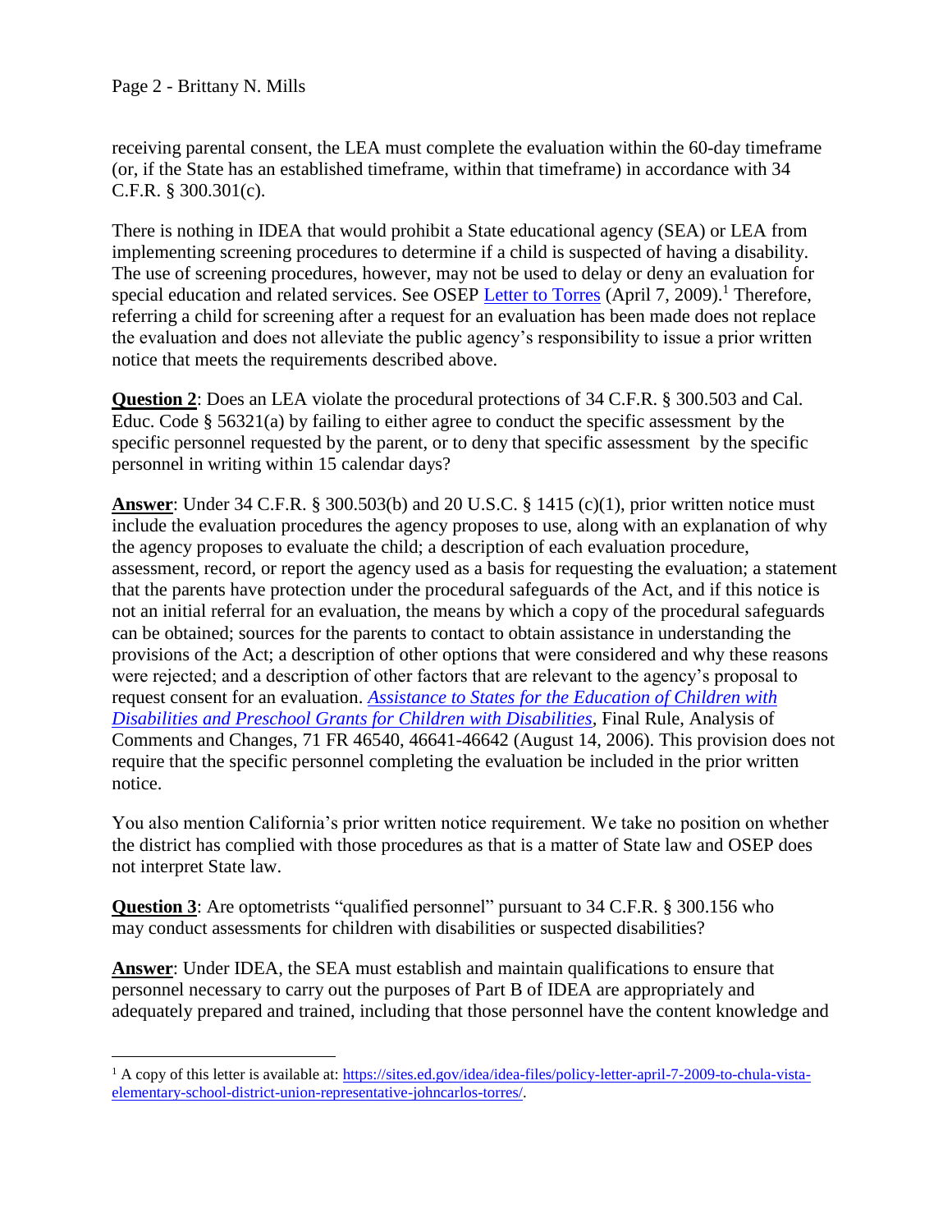receiving parental consent, the LEA must complete the evaluation within the 60-day timeframe (or, if the State has an established timeframe, within that timeframe) in accordance with 34 C.F.R. § 300.301(c).

There is nothing in IDEA that would prohibit a State educational agency (SEA) or LEA from implementing screening procedures to determine if a child is suspected of having a disability. The use of screening procedures, however, may not be used to delay or deny an evaluation for special education and related services. See OSEP Letter to Torres (April 7, 2009).[1] Therefore, referring a child for screening after a request for an evaluation has been made does not replace the evaluation and does not alleviate the public agency's responsibility to issue a prior written notice that meets the requirements described above.

**Question 2**: Does an LEA violate the procedural protections of 34 C.F.R. § 300.503 and Cal. Educ. Code § 56321(a) by failing to either agree to conduct the specific assessment by the specific personnel requested by the parent, or to deny that specific assessment by the specific personnel in writing within 15 calendar days?

**Answer**: Under 34 C.F.R. § 300.503(b) and 20 U.S.C. § 1415 (c)(1), prior written notice must include the evaluation procedures the agency proposes to use, along with an explanation of why the agency proposes to evaluate the child; a description of each evaluation procedure, assessment, record, or report the agency used as a basis for requesting the evaluation; a statement that the parents have protection under the procedural safeguards of the Act, and if this notice is not an initial referral for an evaluation, the means by which a copy of the procedural safeguards can be obtained; sources for the parents to contact to obtain assistance in understanding the provisions of the Act; a description of other options that were considered and why these reasons were rejected; and a description of other factors that are relevant to the agency's proposal to request consent for an evaluation. *Assistance to States for the Education of Children with Disabilities and Preschool Grants for Children with Disabilities*, Final Rule, Analysis of Comments and Changes, 71 FR 46540, 46641-46642 (August 14, 2006). This provision does not require that the specific personnel completing the evaluation be included in the prior written notice.

You also mention California's prior written notice requirement. We take no position on whether the district has complied with those procedures as that is a matter of State law and OSEP does not interpret State law.

**Question 3**: Are optometrists "qualified personnel" pursuant to 34 C.F.R. § 300.156 who may conduct assessments for children with disabilities or suspected disabilities?

**Answer**: Under IDEA, the SEA must establish and maintain qualifications to ensure that personnel necessary to carry out the purposes of Part B of IDEA are appropriately and adequately prepared and trained, including that those personnel have the content knowledge and

[1] A copy of this letter is available at: https://sites.ed.gov/idea/idea-files/policy-letter-april-7-2009-to-chula-vista-elementary-school-district-union-representative-johncarlos-torres/.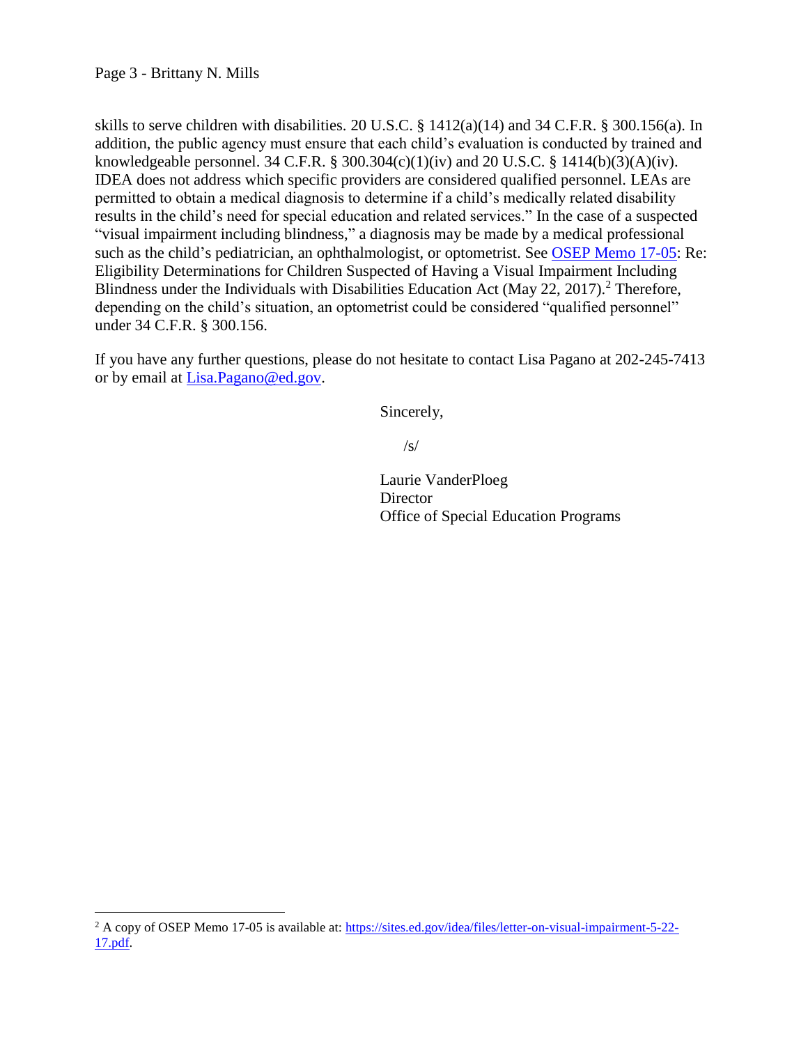skills to serve children with disabilities. 20 U.S.C. § 1412(a)(14) and 34 C.F.R. § 300.156(a). In addition, the public agency must ensure that each child's evaluation is conducted by trained and knowledgeable personnel. 34 C.F.R. § 300.304(c)(1)(iv) and 20 U.S.C. § 1414(b)(3)(A)(iv). IDEA does not address which specific providers are considered qualified personnel. LEAs are permitted to obtain a medical diagnosis to determine if a child's medically related disability results in the child's need for special education and related services." In the case of a suspected "visual impairment including blindness," a diagnosis may be made by a medical professional such as the child's pediatrician, an ophthalmologist, or optometrist. See [OSEP Memo 17-05](https://sites.ed.gov/idea/files/letter-on-visual-impairment-5-22-17.pdf): Re: Eligibility Determinations for Children Suspected of Having a Visual Impairment Including Blindness under the Individuals with Disabilities Education Act (May 22, 2017).[2] Therefore, depending on the child's situation, an optometrist could be considered "qualified personnel" under 34 C.F.R. § 300.156.

If you have any further questions, please do not hesitate to contact Lisa Pagano at 202-245-7413 or by email at [Lisa.Pagano@ed.gov](mailto:Lisa.Pagano@ed.gov).

Sincerely,

/s/

Laurie VanderPloeg
Director
Office of Special Education Programs

---

[2] A copy of OSEP Memo 17-05 is available at: [https://sites.ed.gov/idea/files/letter-on-visual-impairment-5-22-17.pdf](https://sites.ed.gov/idea/files/letter-on-visual-impairment-5-22-17.pdf).